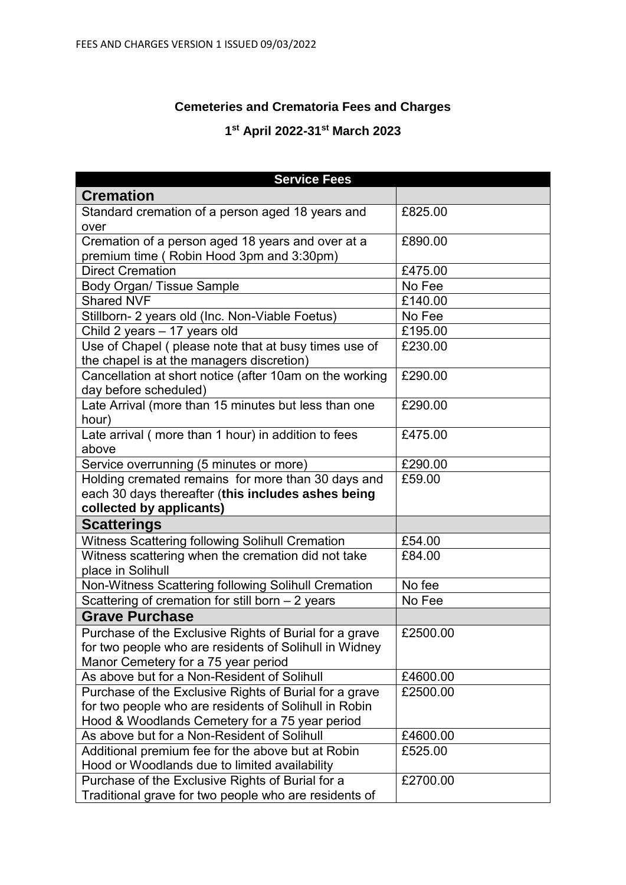**Cemeteries and Crematoria Fees and Charges**

**1st April 2022-31st March 2023**

| Service Fees | |
|---|---|
| **Cremation** | |
| Standard cremation of a person aged 18 years and over | £825.00 |
| Cremation of a person aged 18 years and over at a premium time ( Robin Hood 3pm and 3:30pm) | £890.00 |
| Direct Cremation | £475.00 |
| Body Organ/ Tissue Sample | No Fee |
| Shared NVF | £140.00 |
| Stillborn- 2 years old (Inc. Non-Viable Foetus) | No Fee |
| Child 2 years – 17 years old | £195.00 |
| Use of Chapel ( please note that at busy times use of the chapel is at the managers discretion) | £230.00 |
| Cancellation at short notice (after 10am on the working day before scheduled) | £290.00 |
| Late Arrival (more than 15 minutes but less than one hour) | £290.00 |
| Late arrival ( more than 1 hour) in addition to fees above | £475.00 |
| Service overrunning (5 minutes or more) | £290.00 |
| Holding cremated remains for more than 30 days and each 30 days thereafter (**this includes ashes being collected by applicants)** | £59.00 |
| **Scatterings** | |
| Witness Scattering following Solihull Cremation | £54.00 |
| Witness scattering when the cremation did not take place in Solihull | £84.00 |
| Non-Witness Scattering following Solihull Cremation | No fee |
| Scattering of cremation for still born – 2 years | No Fee |
| **Grave Purchase** | |
| Purchase of the Exclusive Rights of Burial for a grave for two people who are residents of Solihull in Widney Manor Cemetery for a 75 year period | £2500.00 |
| As above but for a Non-Resident of Solihull | £4600.00 |
| Purchase of the Exclusive Rights of Burial for a grave for two people who are residents of Solihull in Robin Hood & Woodlands Cemetery for a 75 year period | £2500.00 |
| As above but for a Non-Resident of Solihull | £4600.00 |
| Additional premium fee for the above but at Robin Hood or Woodlands due to limited availability | £525.00 |
| Purchase of the Exclusive Rights of Burial for a Traditional grave for two people who are residents of | £2700.00 |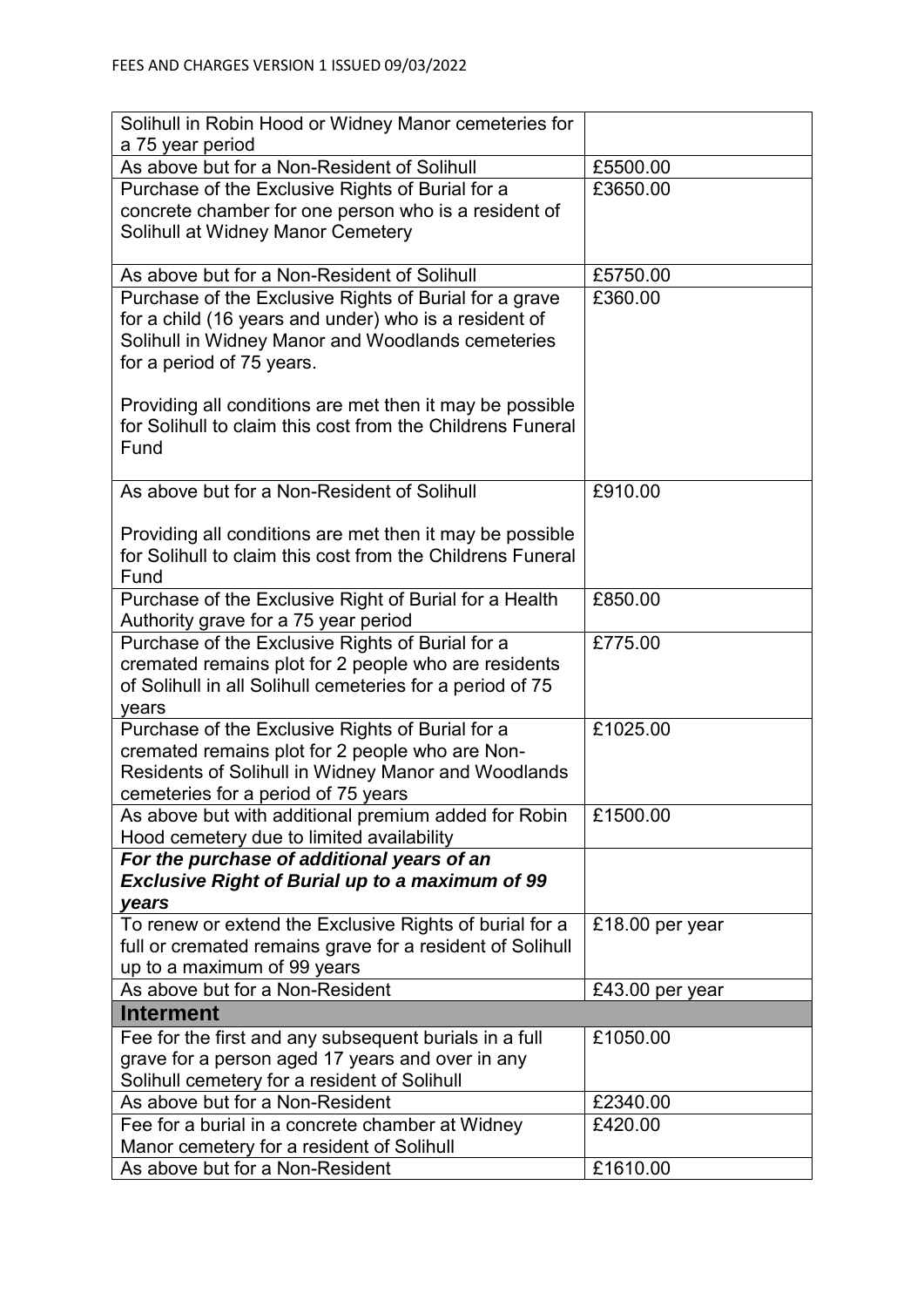| | |
|---|---|
| Solihull in Robin Hood or Widney Manor cemeteries for a 75 year period | |
| As above but for a Non-Resident of Solihull | £5500.00 |
| Purchase of the Exclusive Rights of Burial for a concrete chamber for one person who is a resident of Solihull at Widney Manor Cemetery | £3650.00 |
| As above but for a Non-Resident of Solihull | £5750.00 |
| Purchase of the Exclusive Rights of Burial for a grave for a child (16 years and under) who is a resident of Solihull in Widney Manor and Woodlands cemeteries for a period of 75 years.<br><br>Providing all conditions are met then it may be possible for Solihull to claim this cost from the Childrens Funeral Fund | £360.00 |
| As above but for a Non-Resident of Solihull<br><br>Providing all conditions are met then it may be possible for Solihull to claim this cost from the Childrens Funeral Fund | £910.00 |
| Purchase of the Exclusive Right of Burial for a Health Authority grave for a 75 year period | £850.00 |
| Purchase of the Exclusive Rights of Burial for a cremated remains plot for 2 people who are residents of Solihull in all Solihull cemeteries for a period of 75 years | £775.00 |
| Purchase of the Exclusive Rights of Burial for a cremated remains plot for 2 people who are Non-Residents of Solihull in Widney Manor and Woodlands cemeteries for a period of 75 years | £1025.00 |
| As above but with additional premium added for Robin Hood cemetery due to limited availability | £1500.00 |
| ***For the purchase of additional years of an Exclusive Right of Burial up to a maximum of 99 years*** | |
| To renew or extend the Exclusive Rights of burial for a full or cremated remains grave for a resident of Solihull up to a maximum of 99 years | £18.00 per year |
| As above but for a Non-Resident | £43.00 per year |
| **Interment** | |
| Fee for the first and any subsequent burials in a full grave for a person aged 17 years and over in any Solihull cemetery for a resident of Solihull | £1050.00 |
| As above but for a Non-Resident | £2340.00 |
| Fee for a burial in a concrete chamber at Widney Manor cemetery for a resident of Solihull | £420.00 |
| As above but for a Non-Resident | £1610.00 |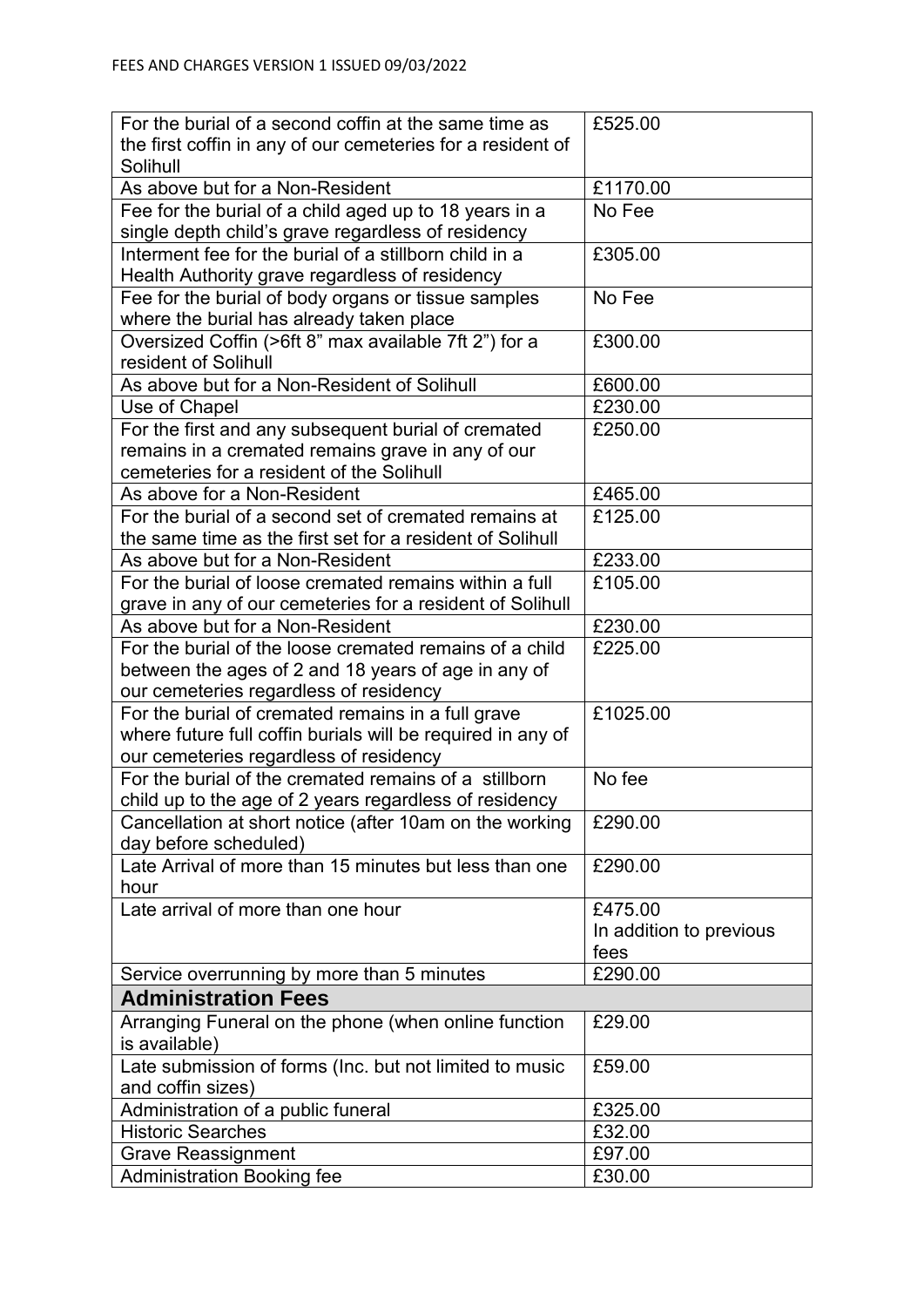| For the burial of a second coffin at the same time as the first coffin in any of our cemeteries for a resident of Solihull | £525.00 |
|---|---|
| As above but for a Non-Resident | £1170.00 |
| Fee for the burial of a child aged up to 18 years in a single depth child's grave regardless of residency | No Fee |
| Interment fee for the burial of a stillborn child in a Health Authority grave regardless of residency | £305.00 |
| Fee for the burial of body organs or tissue samples where the burial has already taken place | No Fee |
| Oversized Coffin (>6ft 8" max available 7ft 2") for a resident of Solihull | £300.00 |
| As above but for a Non-Resident of Solihull | £600.00 |
| Use of Chapel | £230.00 |
| For the first and any subsequent burial of cremated remains in a cremated remains grave in any of our cemeteries for a resident of the Solihull | £250.00 |
| As above for a Non-Resident | £465.00 |
| For the burial of a second set of cremated remains at the same time as the first set for a resident of Solihull | £125.00 |
| As above but for a Non-Resident | £233.00 |
| For the burial of loose cremated remains within a full grave in any of our cemeteries for a resident of Solihull | £105.00 |
| As above but for a Non-Resident | £230.00 |
| For the burial of the loose cremated remains of a child between the ages of 2 and 18 years of age in any of our cemeteries regardless of residency | £225.00 |
| For the burial of cremated remains in a full grave where future full coffin burials will be required in any of our cemeteries regardless of residency | £1025.00 |
| For the burial of the cremated remains of a stillborn child up to the age of 2 years regardless of residency | No fee |
| Cancellation at short notice (after 10am on the working day before scheduled) | £290.00 |
| Late Arrival of more than 15 minutes but less than one hour | £290.00 |
| Late arrival of more than one hour | £475.00 In addition to previous fees |
| Service overrunning by more than 5 minutes | £290.00 |
| **Administration Fees** | |
| Arranging Funeral on the phone (when online function is available) | £29.00 |
| Late submission of forms (Inc. but not limited to music and coffin sizes) | £59.00 |
| Administration of a public funeral | £325.00 |
| Historic Searches | £32.00 |
| Grave Reassignment | £97.00 |
| Administration Booking fee | £30.00 |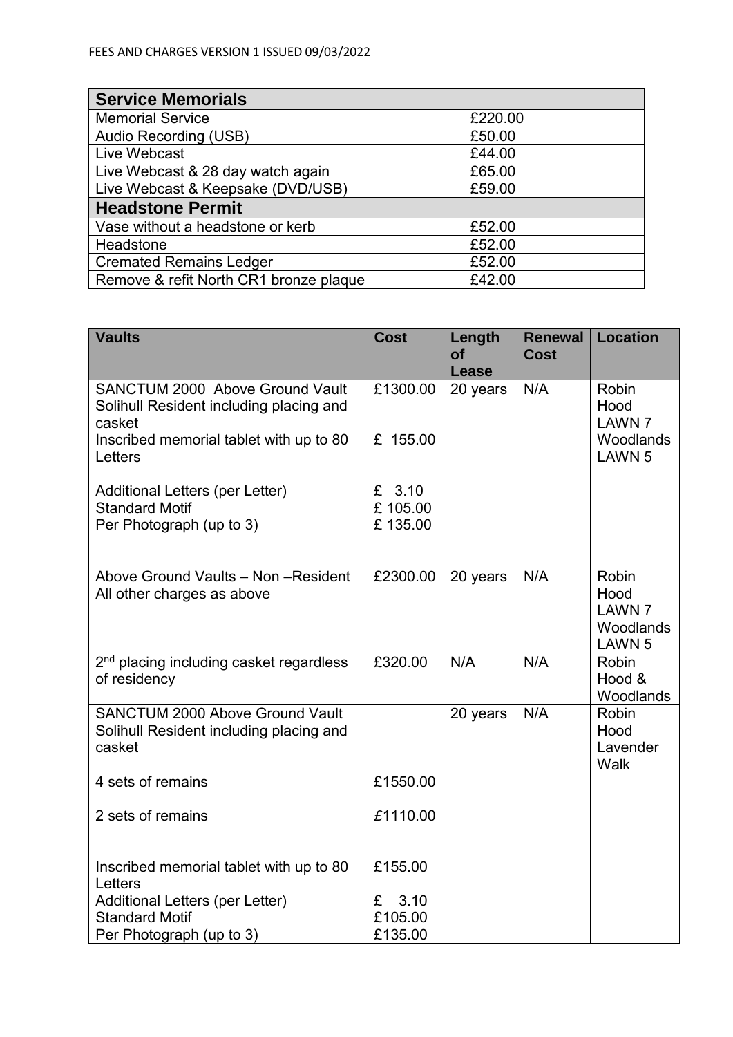| Service Memorials | |
|---|---|
| Memorial Service | £220.00 |
| Audio Recording (USB) | £50.00 |
| Live Webcast | £44.00 |
| Live Webcast & 28 day watch again | £65.00 |
| Live Webcast & Keepsake (DVD/USB) | £59.00 |
| **Headstone Permit** | |
| Vase without a headstone or kerb | £52.00 |
| Headstone | £52.00 |
| Cremated Remains Ledger | £52.00 |
| Remove & refit North CR1 bronze plaque | £42.00 |

| Vaults | Cost | Length of Lease | Renewal Cost | Location |
|---|---|---|---|---|
| SANCTUM 2000 Above Ground Vault Solihull Resident including placing and casket<br>Inscribed memorial tablet with up to 80 Letters<br><br>Additional Letters (per Letter)<br>Standard Motif<br>Per Photograph (up to 3) | £1300.00<br><br>£ 155.00<br><br>£ 3.10<br>£ 105.00<br>£ 135.00 | 20 years | N/A | Robin Hood LAWN 7<br>Woodlands LAWN 5 |
| Above Ground Vaults – Non –Resident<br>All other charges as above | £2300.00 | 20 years | N/A | Robin Hood LAWN 7<br>Woodlands LAWN 5 |
| 2nd placing including casket regardless of residency | £320.00 | N/A | N/A | Robin Hood & Woodlands |
| SANCTUM 2000 Above Ground Vault Solihull Resident including placing and casket<br><br>4 sets of remains<br><br>2 sets of remains<br><br>Inscribed memorial tablet with up to 80 Letters<br>Additional Letters (per Letter)<br>Standard Motif<br>Per Photograph (up to 3) | <br><br>£1550.00<br><br>£1110.00<br><br>£155.00<br><br>£ 3.10<br>£105.00<br>£135.00 | 20 years | N/A | Robin Hood Lavender Walk |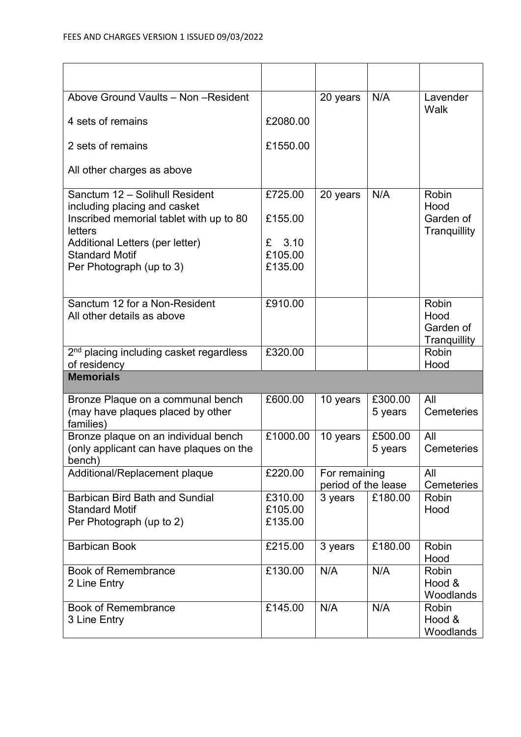| | | | | |
|---|---|---|---|---|
| Above Ground Vaults – Non –Resident<br><br>4 sets of remains<br><br>2 sets of remains<br><br>All other charges as above | <br><br>£2080.00<br><br>£1550.00 | 20 years | N/A | Lavender Walk |
| Sanctum 12 – Solihull Resident including placing and casket<br>Inscribed memorial tablet with up to 80 letters<br>Additional Letters (per letter)<br>Standard Motif<br>Per Photograph (up to 3) | £725.00<br><br>£155.00<br><br>£ 3.10<br>£105.00<br>£135.00 | 20 years | N/A | Robin Hood Garden of Tranquillity |
| Sanctum 12 for a Non-Resident<br>All other details as above | £910.00 | | | Robin Hood Garden of Tranquillity |
| 2nd placing including casket regardless of residency | £320.00 | | | Robin Hood |
| **Memorials** | | | | |
| Bronze Plaque on a communal bench (may have plaques placed by other families) | £600.00 | 10 years | £300.00 5 years | All Cemeteries |
| Bronze plaque on an individual bench (only applicant can have plaques on the bench) | £1000.00 | 10 years | £500.00 5 years | All Cemeteries |
| Additional/Replacement plaque | £220.00 | For remaining period of the lease | | All Cemeteries |
| Barbican Bird Bath and Sundial<br>Standard Motif<br>Per Photograph (up to 2) | £310.00<br>£105.00<br>£135.00 | 3 years | £180.00 | Robin Hood |
| Barbican Book | £215.00 | 3 years | £180.00 | Robin Hood |
| Book of Remembrance<br>2 Line Entry | £130.00 | N/A | N/A | Robin Hood & Woodlands |
| Book of Remembrance<br>3 Line Entry | £145.00 | N/A | N/A | Robin Hood & Woodlands |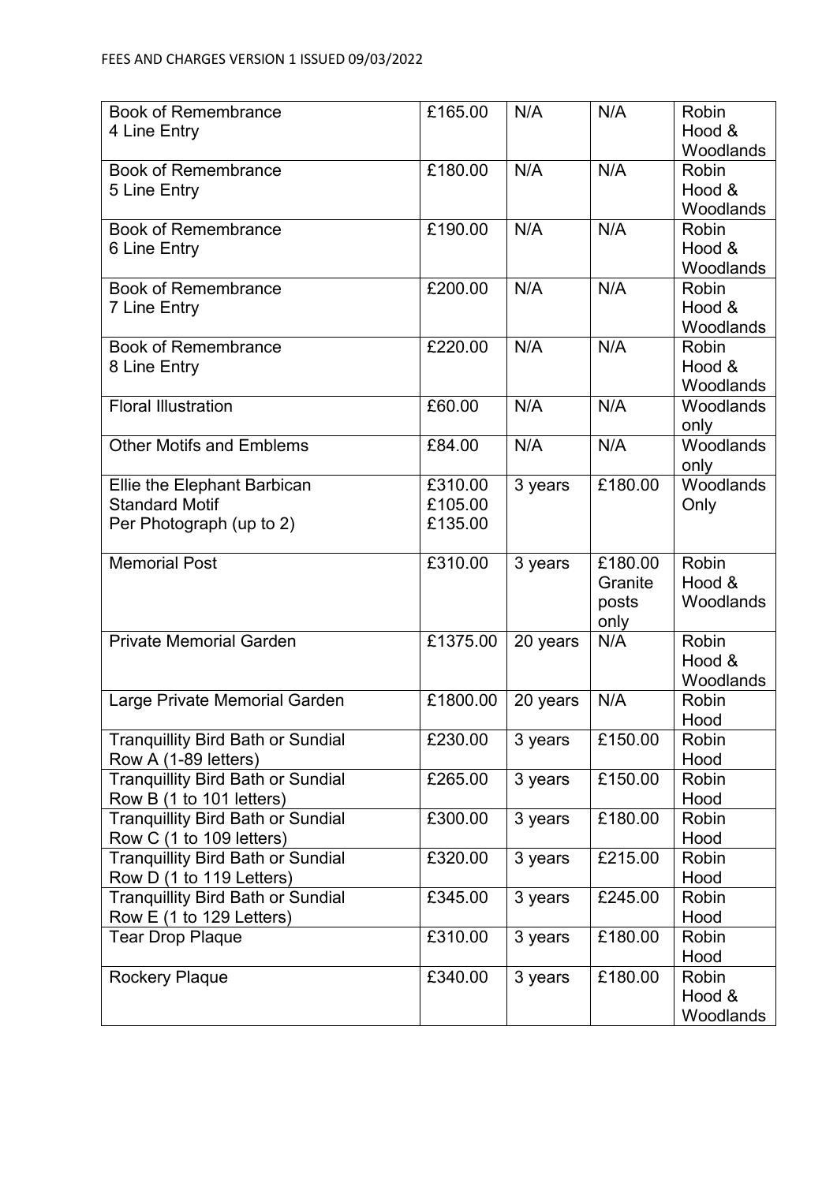| | | | | |
|---|---|---|---|---|
| Book of Remembrance 4 Line Entry | £165.00 | N/A | N/A | Robin Hood & Woodlands |
| Book of Remembrance 5 Line Entry | £180.00 | N/A | N/A | Robin Hood & Woodlands |
| Book of Remembrance 6 Line Entry | £190.00 | N/A | N/A | Robin Hood & Woodlands |
| Book of Remembrance 7 Line Entry | £200.00 | N/A | N/A | Robin Hood & Woodlands |
| Book of Remembrance 8 Line Entry | £220.00 | N/A | N/A | Robin Hood & Woodlands |
| Floral Illustration | £60.00 | N/A | N/A | Woodlands only |
| Other Motifs and Emblems | £84.00 | N/A | N/A | Woodlands only |
| Ellie the Elephant Barbican<br>Standard Motif<br>Per Photograph (up to 2) | £310.00<br>£105.00<br>£135.00 | 3 years | £180.00 | Woodlands Only |
| Memorial Post | £310.00 | 3 years | £180.00 Granite posts only | Robin Hood & Woodlands |
| Private Memorial Garden | £1375.00 | 20 years | N/A | Robin Hood & Woodlands |
| Large Private Memorial Garden | £1800.00 | 20 years | N/A | Robin Hood |
| Tranquillity Bird Bath or Sundial Row A (1-89 letters) | £230.00 | 3 years | £150.00 | Robin Hood |
| Tranquillity Bird Bath or Sundial Row B (1 to 101 letters) | £265.00 | 3 years | £150.00 | Robin Hood |
| Tranquillity Bird Bath or Sundial Row C (1 to 109 letters) | £300.00 | 3 years | £180.00 | Robin Hood |
| Tranquillity Bird Bath or Sundial Row D (1 to 119 Letters) | £320.00 | 3 years | £215.00 | Robin Hood |
| Tranquillity Bird Bath or Sundial Row E (1 to 129 Letters) | £345.00 | 3 years | £245.00 | Robin Hood |
| Tear Drop Plaque | £310.00 | 3 years | £180.00 | Robin Hood |
| Rockery Plaque | £340.00 | 3 years | £180.00 | Robin Hood & Woodlands |